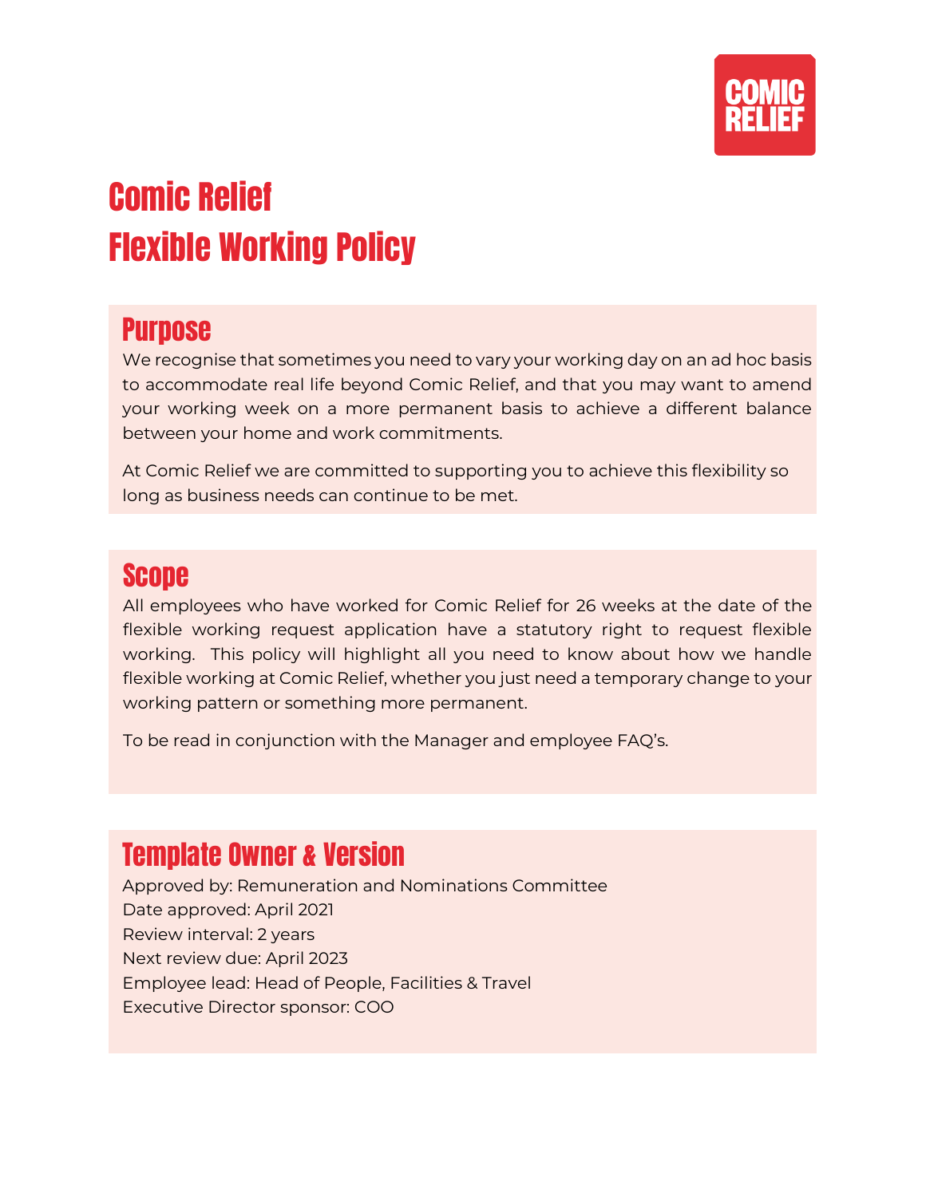# Comic Relief
# Flexible Working Policy

## Purpose

We recognise that sometimes you need to vary your working day on an ad hoc basis to accommodate real life beyond Comic Relief, and that you may want to amend your working week on a more permanent basis to achieve a different balance between your home and work commitments.

At Comic Relief we are committed to supporting you to achieve this flexibility so long as business needs can continue to be met.

## Scope

All employees who have worked for Comic Relief for 26 weeks at the date of the flexible working request application have a statutory right to request flexible working. This policy will highlight all you need to know about how we handle flexible working at Comic Relief, whether you just need a temporary change to your working pattern or something more permanent.

To be read in conjunction with the Manager and employee FAQ's.

## Template Owner & Version

Approved by: Remuneration and Nominations Committee
Date approved: April 2021
Review interval: 2 years
Next review due: April 2023
Employee lead: Head of People, Facilities & Travel
Executive Director sponsor: COO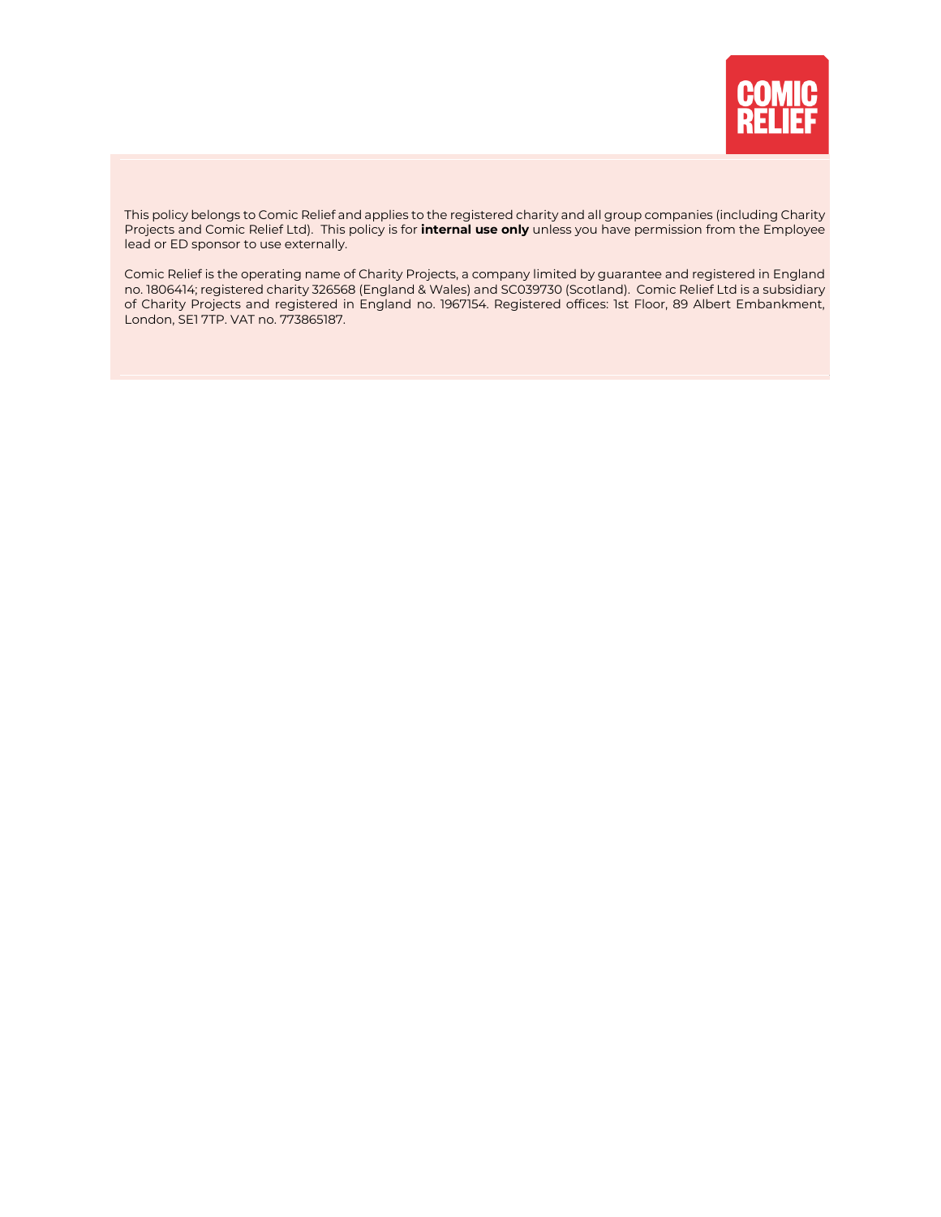This policy belongs to Comic Relief and applies to the registered charity and all group companies (including Charity Projects and Comic Relief Ltd). This policy is for **internal use only** unless you have permission from the Employee lead or ED sponsor to use externally.

Comic Relief is the operating name of Charity Projects, a company limited by guarantee and registered in England no. 1806414; registered charity 326568 (England & Wales) and SC039730 (Scotland). Comic Relief Ltd is a subsidiary of Charity Projects and registered in England no. 1967154. Registered offices: 1st Floor, 89 Albert Embankment, London, SE1 7TP. VAT no. 773865187.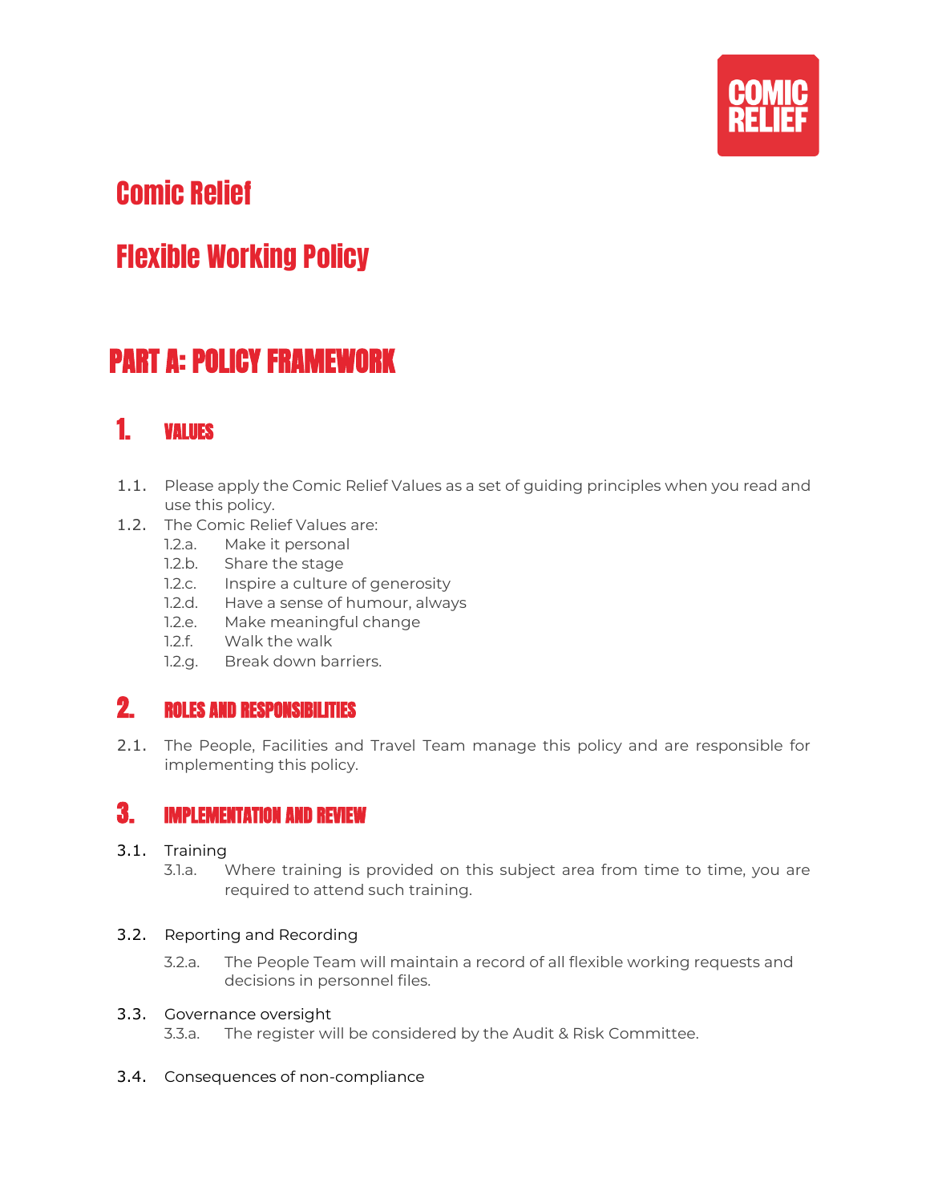# Comic Relief

# Flexible Working Policy

## PART A: POLICY FRAMEWORK

### 1. VALUES

1.1. Please apply the Comic Relief Values as a set of guiding principles when you read and use this policy.

1.2. The Comic Relief Values are:

- 1.2.a. Make it personal
- 1.2.b. Share the stage
- 1.2.c. Inspire a culture of generosity
- 1.2.d. Have a sense of humour, always
- 1.2.e. Make meaningful change
- 1.2.f. Walk the walk
- 1.2.g. Break down barriers.

### 2. ROLES AND RESPONSIBILITIES

2.1. The People, Facilities and Travel Team manage this policy and are responsible for implementing this policy.

### 3. IMPLEMENTATION AND REVIEW

3.1. Training

- 3.1.a. Where training is provided on this subject area from time to time, you are required to attend such training.

3.2. Reporting and Recording

- 3.2.a. The People Team will maintain a record of all flexible working requests and decisions in personnel files.

3.3. Governance oversight

- 3.3.a. The register will be considered by the Audit & Risk Committee.

3.4. Consequences of non-compliance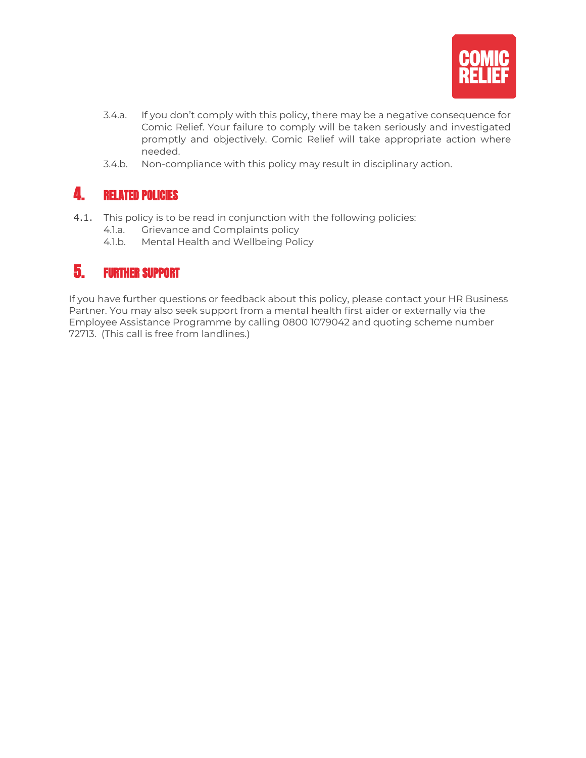3.4.a. If you don't comply with this policy, there may be a negative consequence for Comic Relief. Your failure to comply will be taken seriously and investigated promptly and objectively. Comic Relief will take appropriate action where needed.

3.4.b. Non-compliance with this policy may result in disciplinary action.

# 4. RELATED POLICIES

4.1. This policy is to be read in conjunction with the following policies:

4.1.a. Grievance and Complaints policy

4.1.b. Mental Health and Wellbeing Policy

# 5. FURTHER SUPPORT

If you have further questions or feedback about this policy, please contact your HR Business Partner. You may also seek support from a mental health first aider or externally via the Employee Assistance Programme by calling 0800 1079042 and quoting scheme number 72713. (This call is free from landlines.)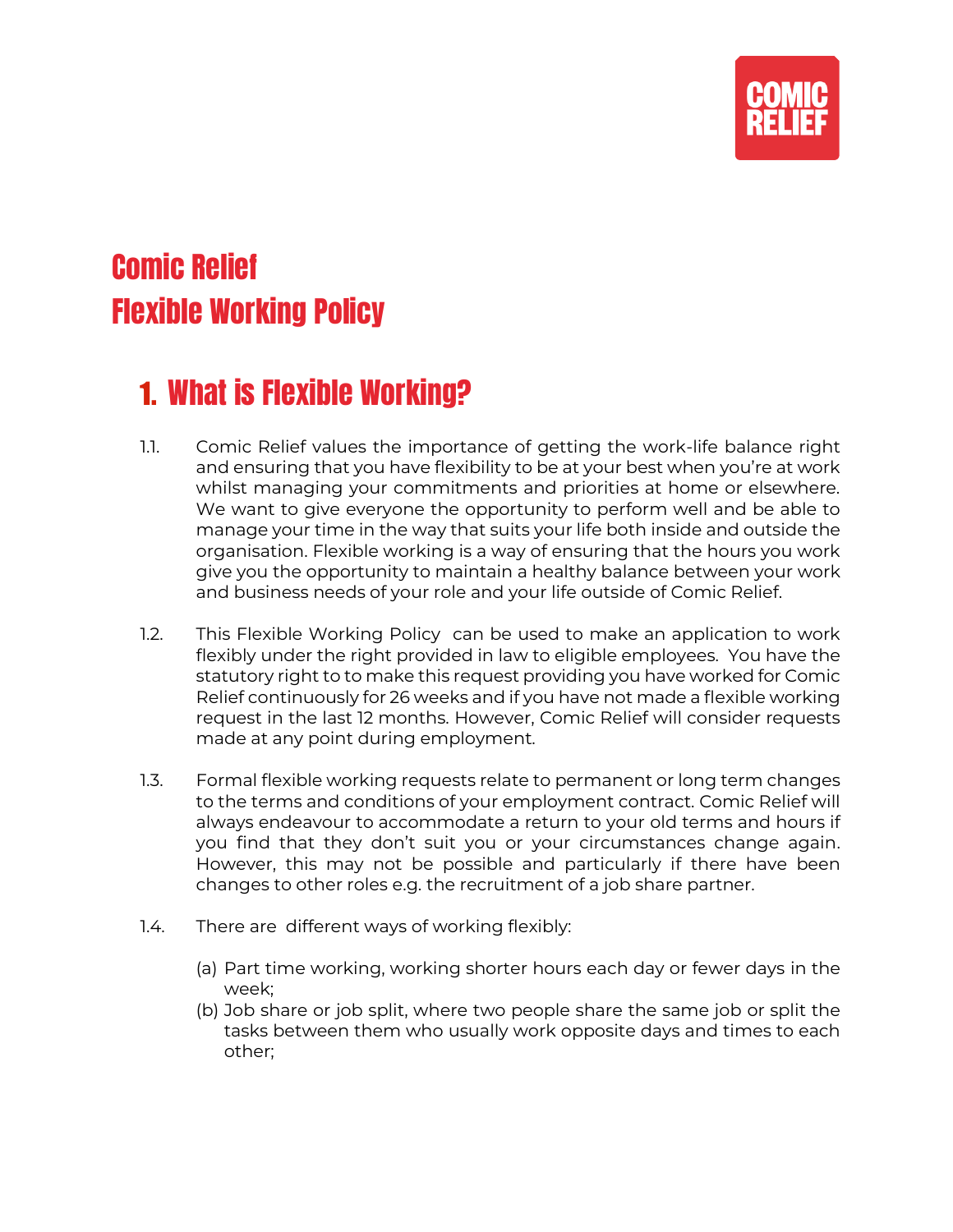# Comic Relief
# Flexible Working Policy

## 1. What is Flexible Working?

1.1. Comic Relief values the importance of getting the work-life balance right and ensuring that you have flexibility to be at your best when you're at work whilst managing your commitments and priorities at home or elsewhere. We want to give everyone the opportunity to perform well and be able to manage your time in the way that suits your life both inside and outside the organisation. Flexible working is a way of ensuring that the hours you work give you the opportunity to maintain a healthy balance between your work and business needs of your role and your life outside of Comic Relief.

1.2. This Flexible Working Policy can be used to make an application to work flexibly under the right provided in law to eligible employees. You have the statutory right to to make this request providing you have worked for Comic Relief continuously for 26 weeks and if you have not made a flexible working request in the last 12 months. However, Comic Relief will consider requests made at any point during employment.

1.3. Formal flexible working requests relate to permanent or long term changes to the terms and conditions of your employment contract. Comic Relief will always endeavour to accommodate a return to your old terms and hours if you find that they don't suit you or your circumstances change again. However, this may not be possible and particularly if there have been changes to other roles e.g. the recruitment of a job share partner.

1.4. There are different ways of working flexibly:

(a) Part time working, working shorter hours each day or fewer days in the week;
(b) Job share or job split, where two people share the same job or split the tasks between them who usually work opposite days and times to each other;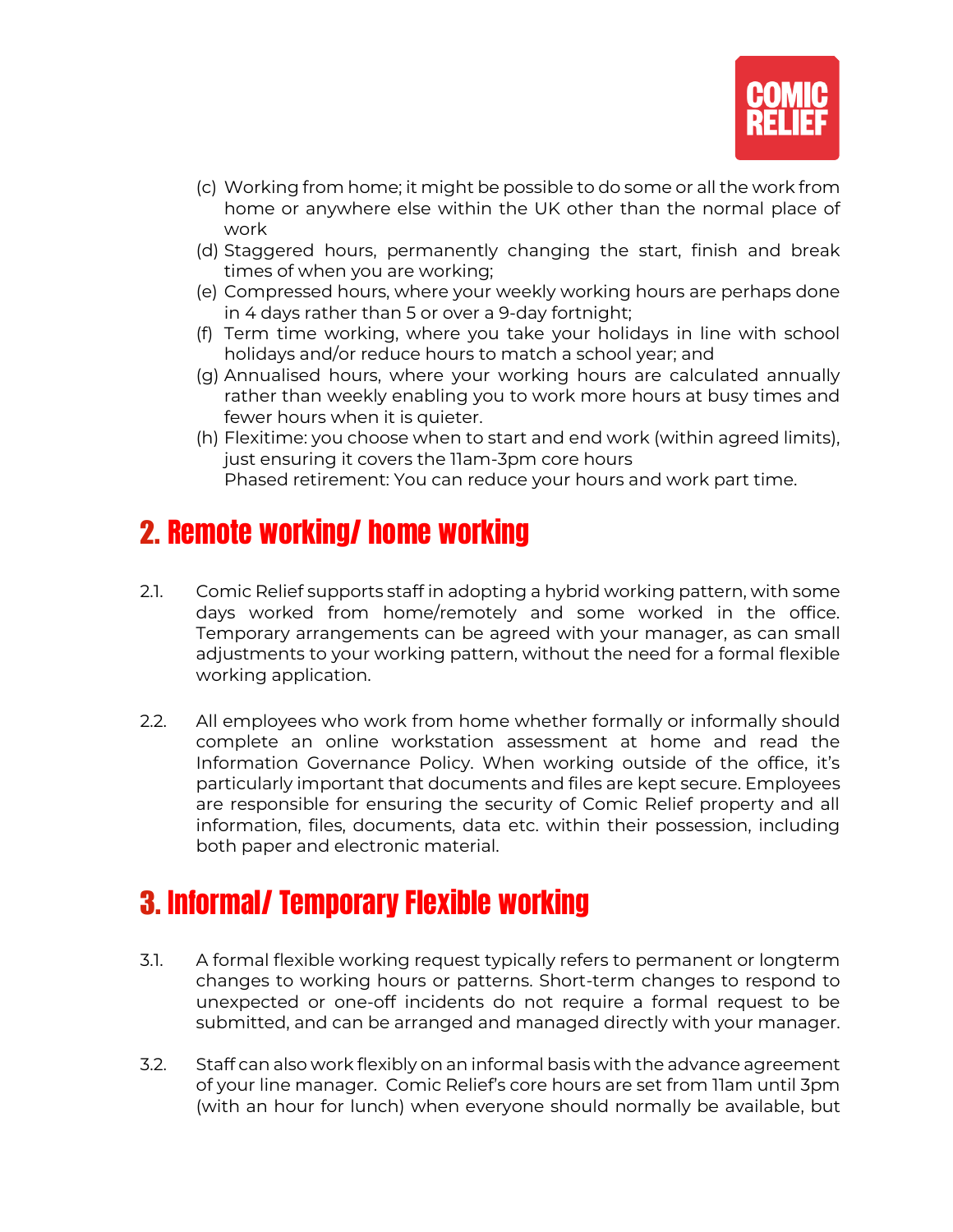(c) Working from home; it might be possible to do some or all the work from home or anywhere else within the UK other than the normal place of work
(d) Staggered hours, permanently changing the start, finish and break times of when you are working;
(e) Compressed hours, where your weekly working hours are perhaps done in 4 days rather than 5 or over a 9-day fortnight;
(f) Term time working, where you take your holidays in line with school holidays and/or reduce hours to match a school year; and
(g) Annualised hours, where your working hours are calculated annually rather than weekly enabling you to work more hours at busy times and fewer hours when it is quieter.
(h) Flexitime: you choose when to start and end work (within agreed limits), just ensuring it covers the 11am-3pm core hours
Phased retirement: You can reduce your hours and work part time.

## 2. Remote working/ home working

2.1. Comic Relief supports staff in adopting a hybrid working pattern, with some days worked from home/remotely and some worked in the office. Temporary arrangements can be agreed with your manager, as can small adjustments to your working pattern, without the need for a formal flexible working application.

2.2. All employees who work from home whether formally or informally should complete an online workstation assessment at home and read the Information Governance Policy. When working outside of the office, it's particularly important that documents and files are kept secure. Employees are responsible for ensuring the security of Comic Relief property and all information, files, documents, data etc. within their possession, including both paper and electronic material.

## 3. Informal/ Temporary Flexible working

3.1. A formal flexible working request typically refers to permanent or longterm changes to working hours or patterns. Short-term changes to respond to unexpected or one-off incidents do not require a formal request to be submitted, and can be arranged and managed directly with your manager.

3.2. Staff can also work flexibly on an informal basis with the advance agreement of your line manager. Comic Relief's core hours are set from 11am until 3pm (with an hour for lunch) when everyone should normally be available, but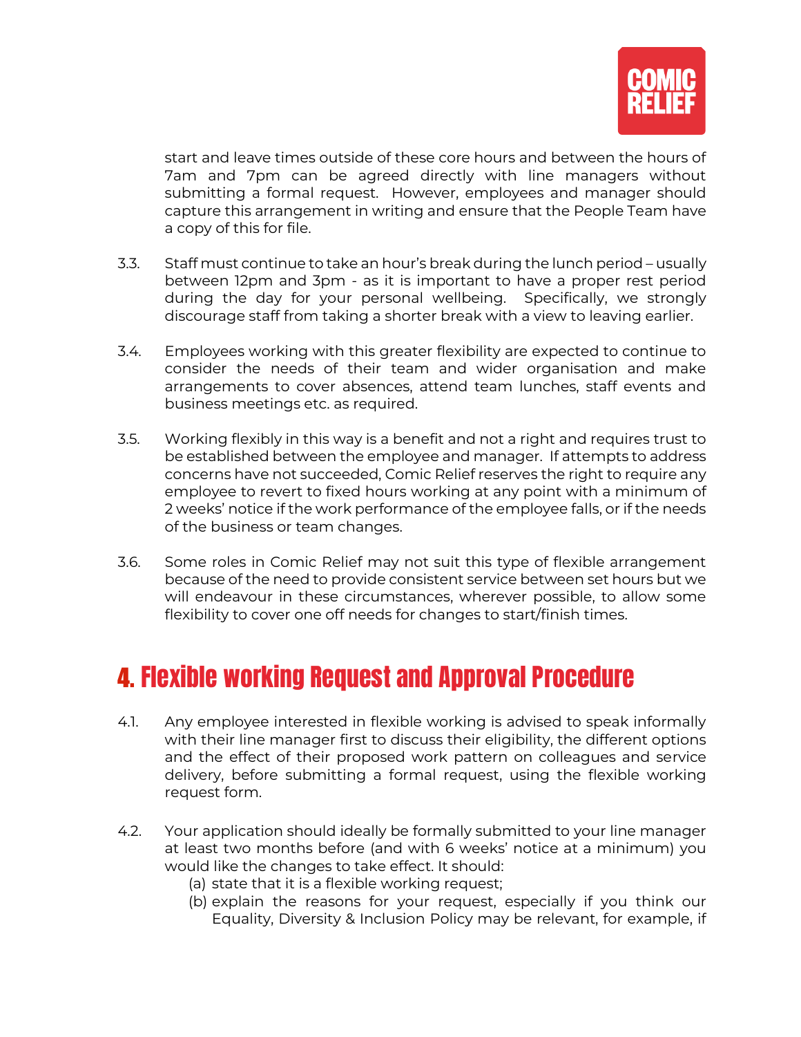start and leave times outside of these core hours and between the hours of 7am and 7pm can be agreed directly with line managers without submitting a formal request. However, employees and manager should capture this arrangement in writing and ensure that the People Team have a copy of this for file.

3.3. Staff must continue to take an hour's break during the lunch period – usually between 12pm and 3pm - as it is important to have a proper rest period during the day for your personal wellbeing. Specifically, we strongly discourage staff from taking a shorter break with a view to leaving earlier.

3.4. Employees working with this greater flexibility are expected to continue to consider the needs of their team and wider organisation and make arrangements to cover absences, attend team lunches, staff events and business meetings etc. as required.

3.5. Working flexibly in this way is a benefit and not a right and requires trust to be established between the employee and manager. If attempts to address concerns have not succeeded, Comic Relief reserves the right to require any employee to revert to fixed hours working at any point with a minimum of 2 weeks' notice if the work performance of the employee falls, or if the needs of the business or team changes.

3.6. Some roles in Comic Relief may not suit this type of flexible arrangement because of the need to provide consistent service between set hours but we will endeavour in these circumstances, wherever possible, to allow some flexibility to cover one off needs for changes to start/finish times.

# 4. Flexible working Request and Approval Procedure

4.1. Any employee interested in flexible working is advised to speak informally with their line manager first to discuss their eligibility, the different options and the effect of their proposed work pattern on colleagues and service delivery, before submitting a formal request, using the flexible working request form.

4.2. Your application should ideally be formally submitted to your line manager at least two months before (and with 6 weeks' notice at a minimum) you would like the changes to take effect. It should:

(a) state that it is a flexible working request;
(b) explain the reasons for your request, especially if you think our Equality, Diversity & Inclusion Policy may be relevant, for example, if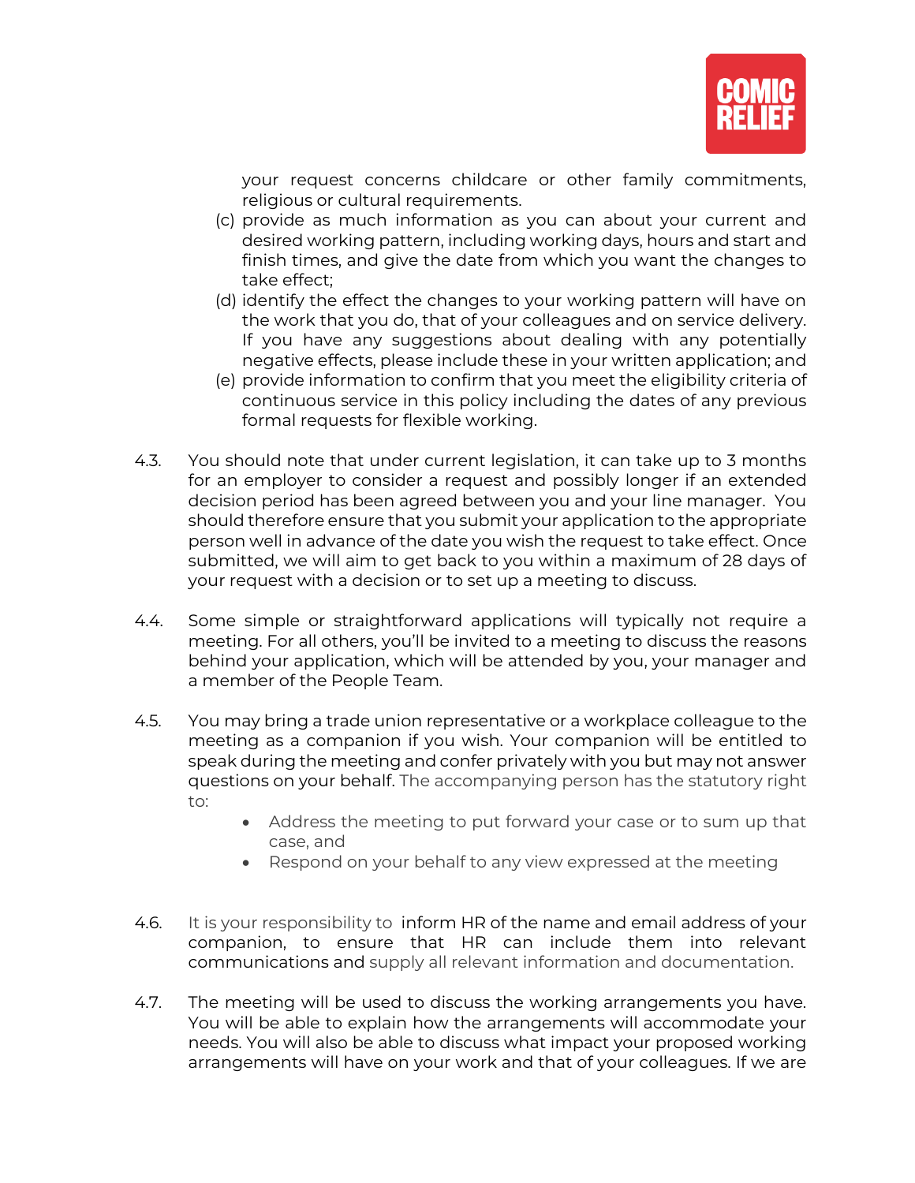your request concerns childcare or other family commitments, religious or cultural requirements.

(c) provide as much information as you can about your current and desired working pattern, including working days, hours and start and finish times, and give the date from which you want the changes to take effect;

(d) identify the effect the changes to your working pattern will have on the work that you do, that of your colleagues and on service delivery. If you have any suggestions about dealing with any potentially negative effects, please include these in your written application; and

(e) provide information to confirm that you meet the eligibility criteria of continuous service in this policy including the dates of any previous formal requests for flexible working.

4.3. You should note that under current legislation, it can take up to 3 months for an employer to consider a request and possibly longer if an extended decision period has been agreed between you and your line manager. You should therefore ensure that you submit your application to the appropriate person well in advance of the date you wish the request to take effect. Once submitted, we will aim to get back to you within a maximum of 28 days of your request with a decision or to set up a meeting to discuss.

4.4. Some simple or straightforward applications will typically not require a meeting. For all others, you'll be invited to a meeting to discuss the reasons behind your application, which will be attended by you, your manager and a member of the People Team.

4.5. You may bring a trade union representative or a workplace colleague to the meeting as a companion if you wish. Your companion will be entitled to speak during the meeting and confer privately with you but may not answer questions on your behalf. The accompanying person has the statutory right to:

- Address the meeting to put forward your case or to sum up that case, and
- Respond on your behalf to any view expressed at the meeting

4.6. It is your responsibility to inform HR of the name and email address of your companion, to ensure that HR can include them into relevant communications and supply all relevant information and documentation.

4.7. The meeting will be used to discuss the working arrangements you have. You will be able to explain how the arrangements will accommodate your needs. You will also be able to discuss what impact your proposed working arrangements will have on your work and that of your colleagues. If we are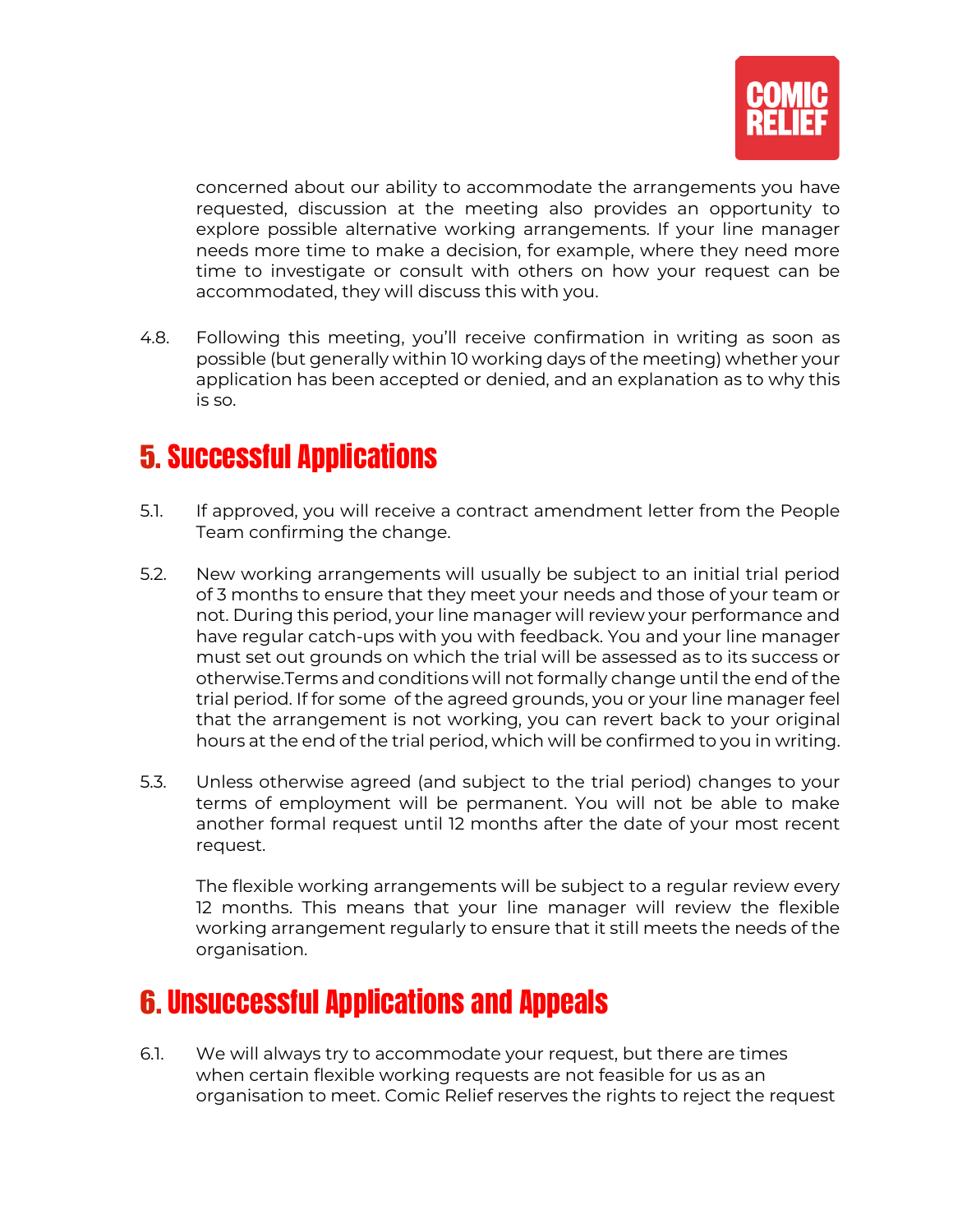concerned about our ability to accommodate the arrangements you have requested, discussion at the meeting also provides an opportunity to explore possible alternative working arrangements. If your line manager needs more time to make a decision, for example, where they need more time to investigate or consult with others on how your request can be accommodated, they will discuss this with you.

4.8. Following this meeting, you'll receive confirmation in writing as soon as possible (but generally within 10 working days of the meeting) whether your application has been accepted or denied, and an explanation as to why this is so.

## 5. Successful Applications

5.1. If approved, you will receive a contract amendment letter from the People Team confirming the change.

5.2. New working arrangements will usually be subject to an initial trial period of 3 months to ensure that they meet your needs and those of your team or not. During this period, your line manager will review your performance and have regular catch-ups with you with feedback. You and your line manager must set out grounds on which the trial will be assessed as to its success or otherwise.Terms and conditions will not formally change until the end of the trial period. If for some of the agreed grounds, you or your line manager feel that the arrangement is not working, you can revert back to your original hours at the end of the trial period, which will be confirmed to you in writing.

5.3. Unless otherwise agreed (and subject to the trial period) changes to your terms of employment will be permanent. You will not be able to make another formal request until 12 months after the date of your most recent request.

The flexible working arrangements will be subject to a regular review every 12 months. This means that your line manager will review the flexible working arrangement regularly to ensure that it still meets the needs of the organisation.

## 6. Unsuccessful Applications and Appeals

6.1. We will always try to accommodate your request, but there are times when certain flexible working requests are not feasible for us as an organisation to meet. Comic Relief reserves the rights to reject the request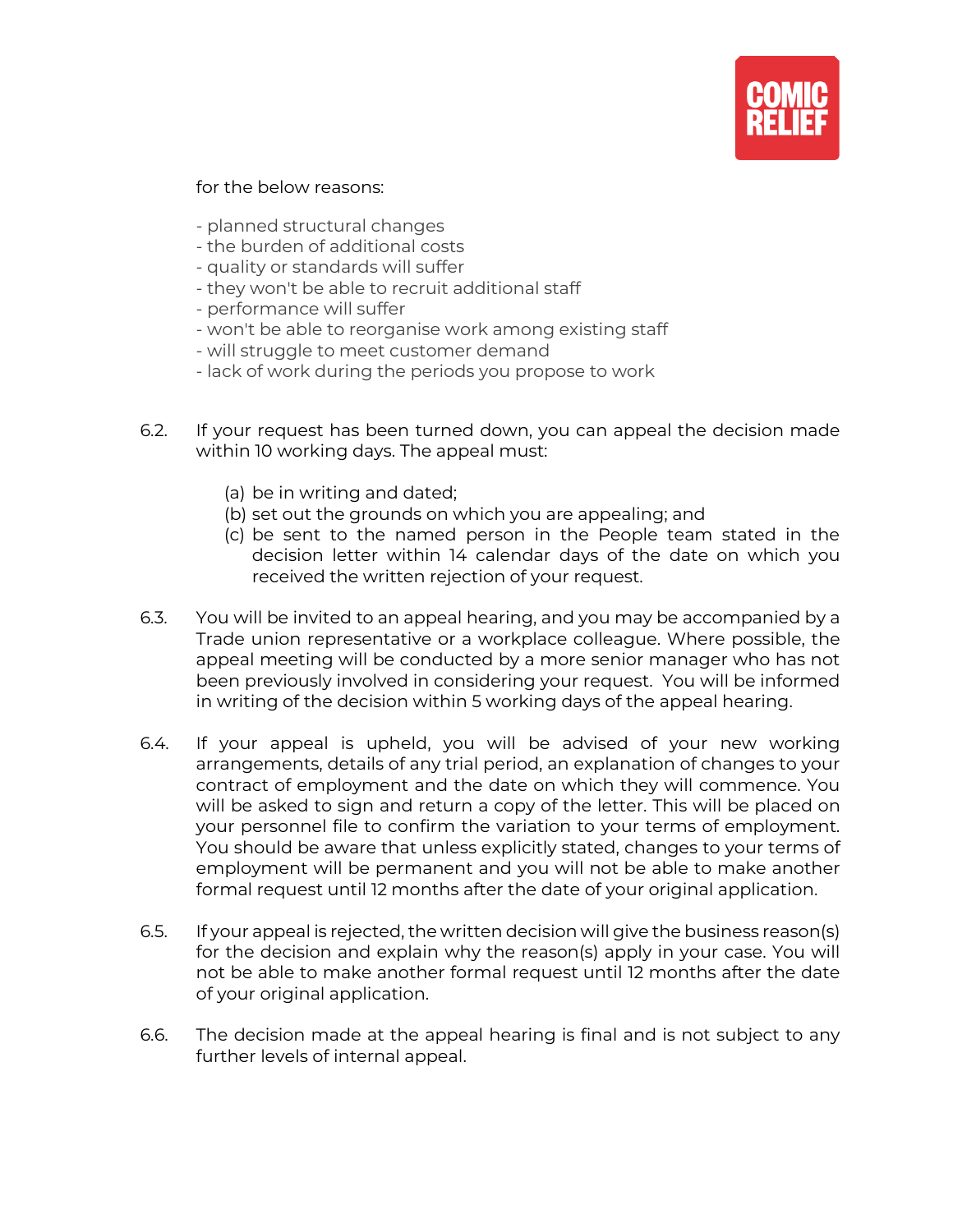for the below reasons:

- planned structural changes
- the burden of additional costs
- quality or standards will suffer
- they won't be able to recruit additional staff
- performance will suffer
- won't be able to reorganise work among existing staff
- will struggle to meet customer demand
- lack of work during the periods you propose to work

6.2. If your request has been turned down, you can appeal the decision made within 10 working days. The appeal must:

(a) be in writing and dated;
(b) set out the grounds on which you are appealing; and
(c) be sent to the named person in the People team stated in the decision letter within 14 calendar days of the date on which you received the written rejection of your request.

6.3. You will be invited to an appeal hearing, and you may be accompanied by a Trade union representative or a workplace colleague. Where possible, the appeal meeting will be conducted by a more senior manager who has not been previously involved in considering your request. You will be informed in writing of the decision within 5 working days of the appeal hearing.

6.4. If your appeal is upheld, you will be advised of your new working arrangements, details of any trial period, an explanation of changes to your contract of employment and the date on which they will commence. You will be asked to sign and return a copy of the letter. This will be placed on your personnel file to confirm the variation to your terms of employment. You should be aware that unless explicitly stated, changes to your terms of employment will be permanent and you will not be able to make another formal request until 12 months after the date of your original application.

6.5. If your appeal is rejected, the written decision will give the business reason(s) for the decision and explain why the reason(s) apply in your case. You will not be able to make another formal request until 12 months after the date of your original application.

6.6. The decision made at the appeal hearing is final and is not subject to any further levels of internal appeal.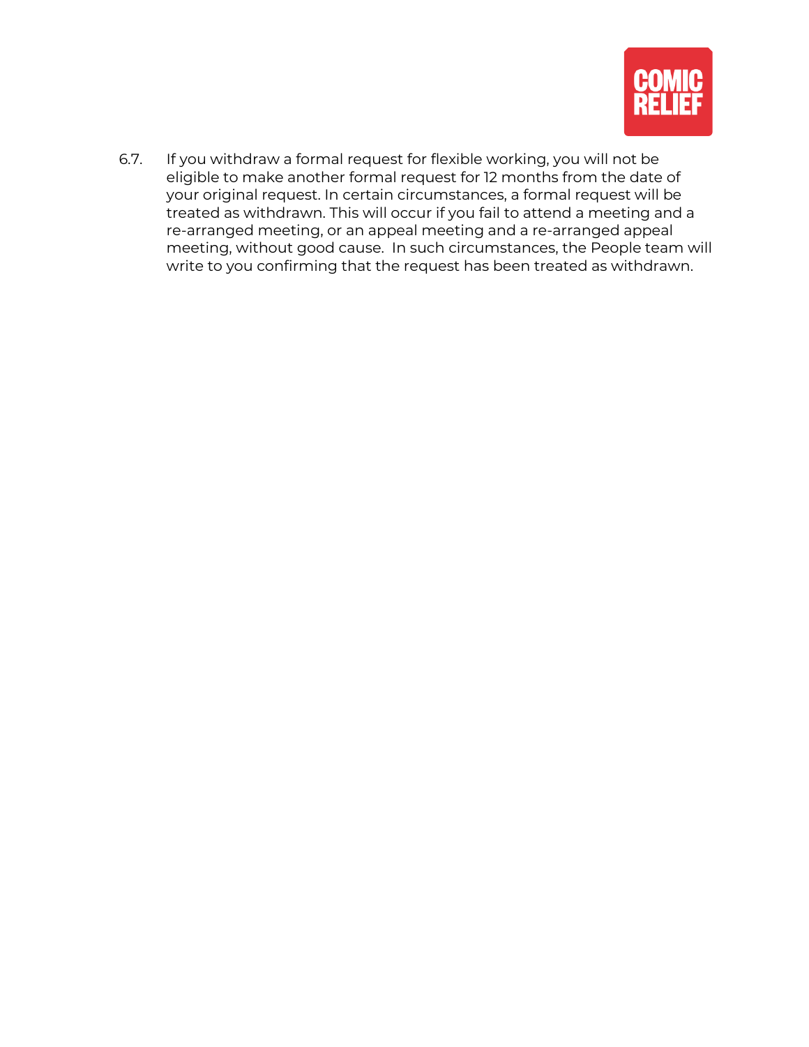6.7. If you withdraw a formal request for flexible working, you will not be eligible to make another formal request for 12 months from the date of your original request. In certain circumstances, a formal request will be treated as withdrawn. This will occur if you fail to attend a meeting and a re-arranged meeting, or an appeal meeting and a re-arranged appeal meeting, without good cause. In such circumstances, the People team will write to you confirming that the request has been treated as withdrawn.